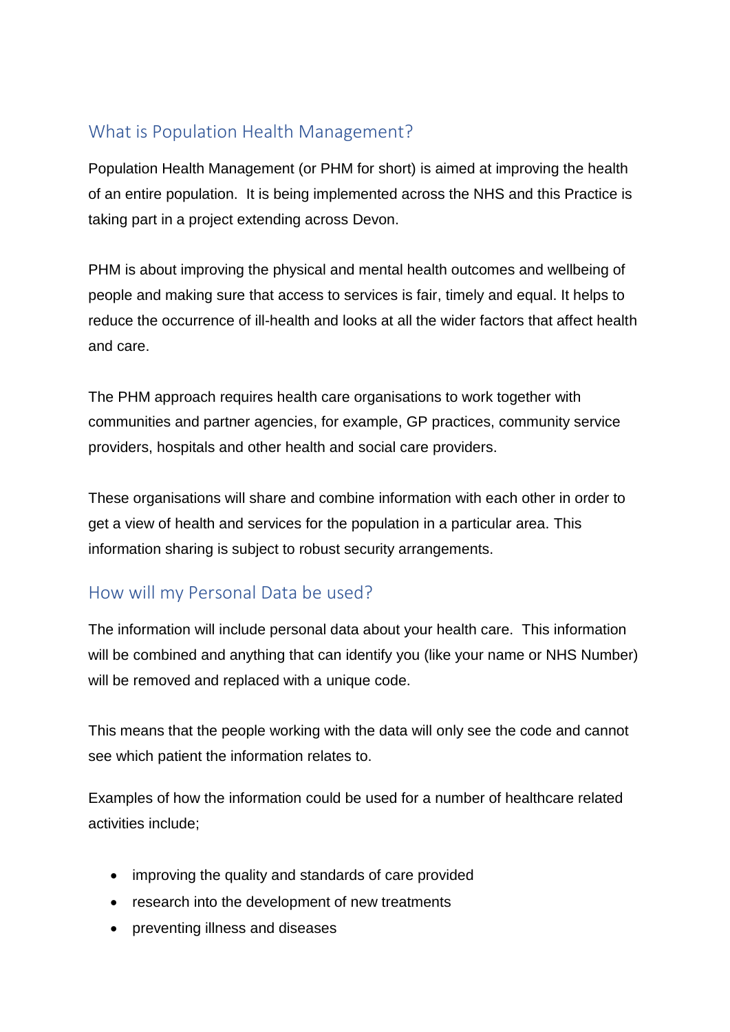## What is Population Health Management?

Population Health Management (or PHM for short) is aimed at improving the health of an entire population. It is being implemented across the NHS and this Practice is taking part in a project extending across Devon.

PHM is about improving the physical and mental health outcomes and wellbeing of people and making sure that access to services is fair, timely and equal. It helps to reduce the occurrence of ill-health and looks at all the wider factors that affect health and care.

The PHM approach requires health care organisations to work together with communities and partner agencies, for example, GP practices, community service providers, hospitals and other health and social care providers.

These organisations will share and combine information with each other in order to get a view of health and services for the population in a particular area. This information sharing is subject to robust security arrangements.

## How will my Personal Data be used?

The information will include personal data about your health care. This information will be combined and anything that can identify you (like your name or NHS Number) will be removed and replaced with a unique code.

This means that the people working with the data will only see the code and cannot see which patient the information relates to.

Examples of how the information could be used for a number of healthcare related activities include;

- improving the quality and standards of care provided
- research into the development of new treatments
- preventing illness and diseases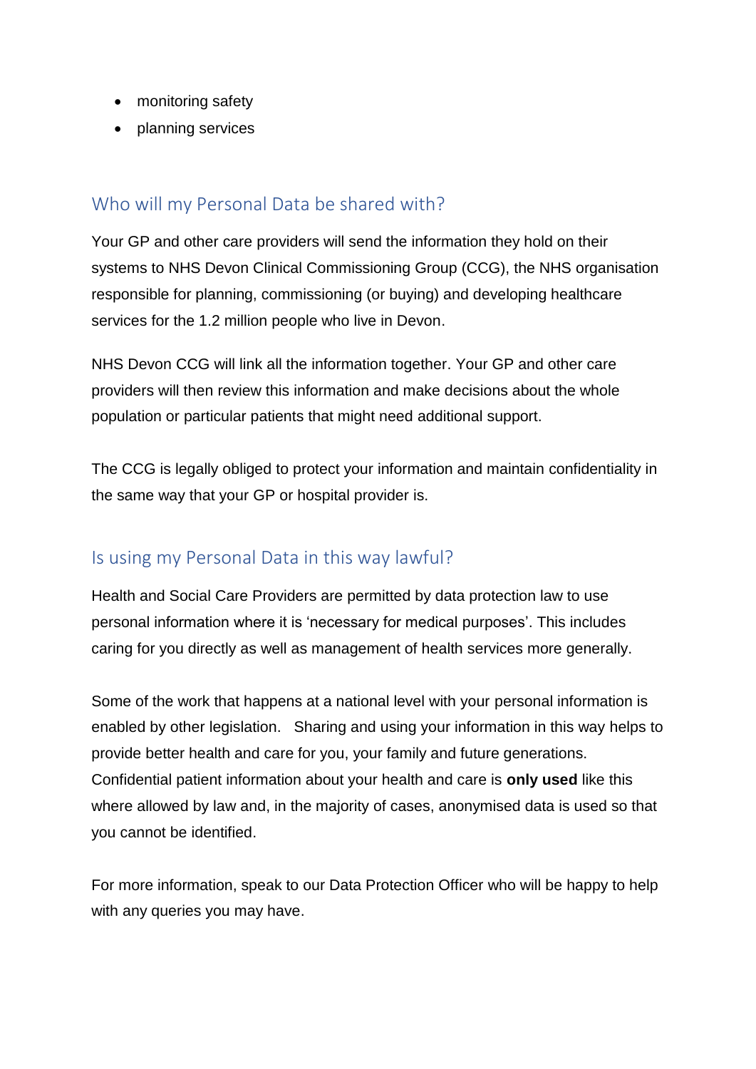- monitoring safety
- planning services

## Who will my Personal Data be shared with?

Your GP and other care providers will send the information they hold on their systems to NHS Devon Clinical Commissioning Group (CCG), the NHS organisation responsible for planning, commissioning (or buying) and developing healthcare services for the 1.2 million people who live in Devon.

NHS Devon CCG will link all the information together. Your GP and other care providers will then review this information and make decisions about the whole population or particular patients that might need additional support.

The CCG is legally obliged to protect your information and maintain confidentiality in the same way that your GP or hospital provider is.

## Is using my Personal Data in this way lawful?

Health and Social Care Providers are permitted by data protection law to use personal information where it is 'necessary for medical purposes'. This includes caring for you directly as well as management of health services more generally.

Some of the work that happens at a national level with your personal information is enabled by other legislation. Sharing and using your information in this way helps to provide better health and care for you, your family and future generations. Confidential patient information about your health and care is **only used** like this where allowed by law and, in the majority of cases, anonymised data is used so that you cannot be identified.

For more information, speak to our Data Protection Officer who will be happy to help with any queries you may have.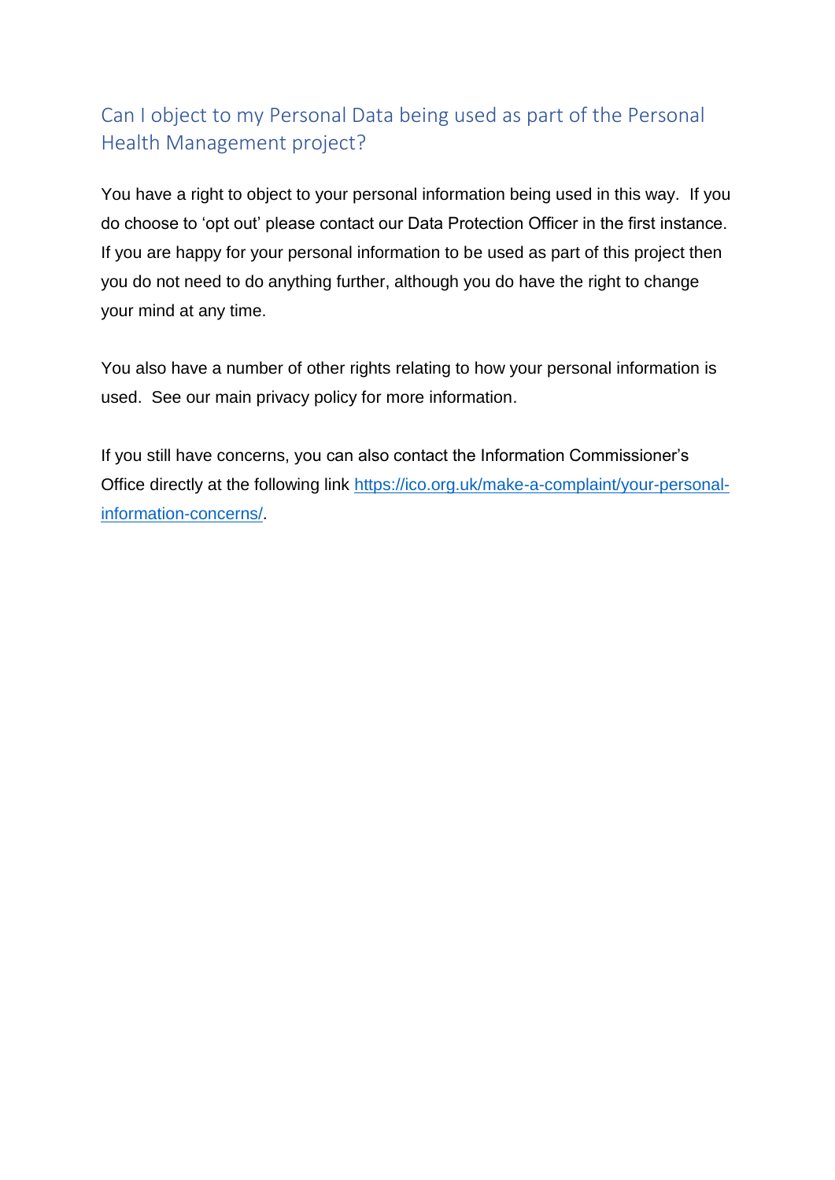## Can I object to my Personal Data being used as part of the Personal Health Management project?

You have a right to object to your personal information being used in this way. If you do choose to 'opt out' please contact our Data Protection Officer in the first instance. If you are happy for your personal information to be used as part of this project then you do not need to do anything further, although you do have the right to change your mind at any time.

You also have a number of other rights relating to how your personal information is used. See our main privacy policy for more information.

If you still have concerns, you can also contact the Information Commissioner's Office directly at the following link [https://ico.org.uk/make-a-complaint/your-personal-information-concerns/](https://ico.org.uk/make-a-complaint/your-personal-information-concerns/).